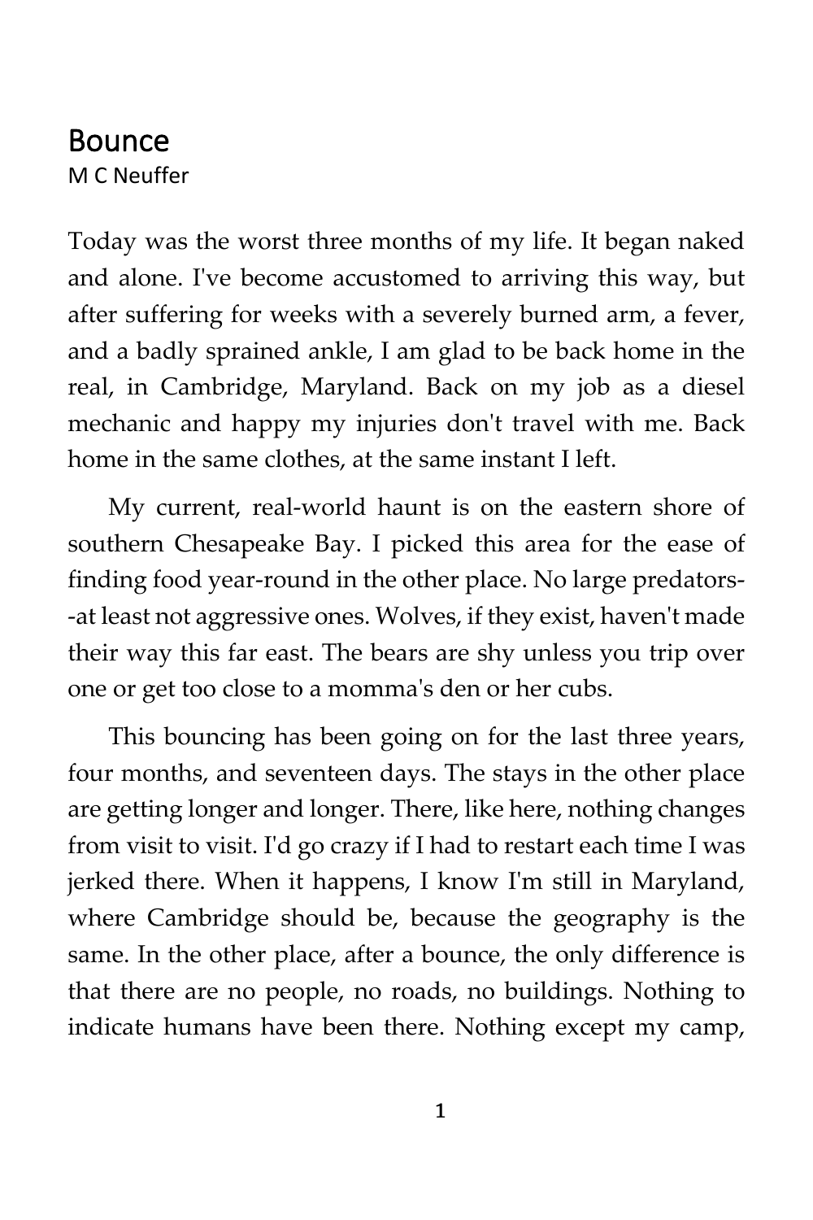# Bounce

M C Neuffer

Today was the worst three months of my life. It began naked and alone. I've become accustomed to arriving this way, but after suffering for weeks with a severely burned arm, a fever, and a badly sprained ankle, I am glad to be back home in the real, in Cambridge, Maryland. Back on my job as a diesel mechanic and happy my injuries don't travel with me. Back home in the same clothes, at the same instant I left.

My current, real-world haunt is on the eastern shore of southern Chesapeake Bay. I picked this area for the ease of finding food year-round in the other place. No large predators--at least not aggressive ones. Wolves, if they exist, haven't made their way this far east. The bears are shy unless you trip over one or get too close to a momma's den or her cubs.

This bouncing has been going on for the last three years, four months, and seventeen days. The stays in the other place are getting longer and longer. There, like here, nothing changes from visit to visit. I'd go crazy if I had to restart each time I was jerked there. When it happens, I know I'm still in Maryland, where Cambridge should be, because the geography is the same. In the other place, after a bounce, the only difference is that there are no people, no roads, no buildings. Nothing to indicate humans have been there. Nothing except my camp,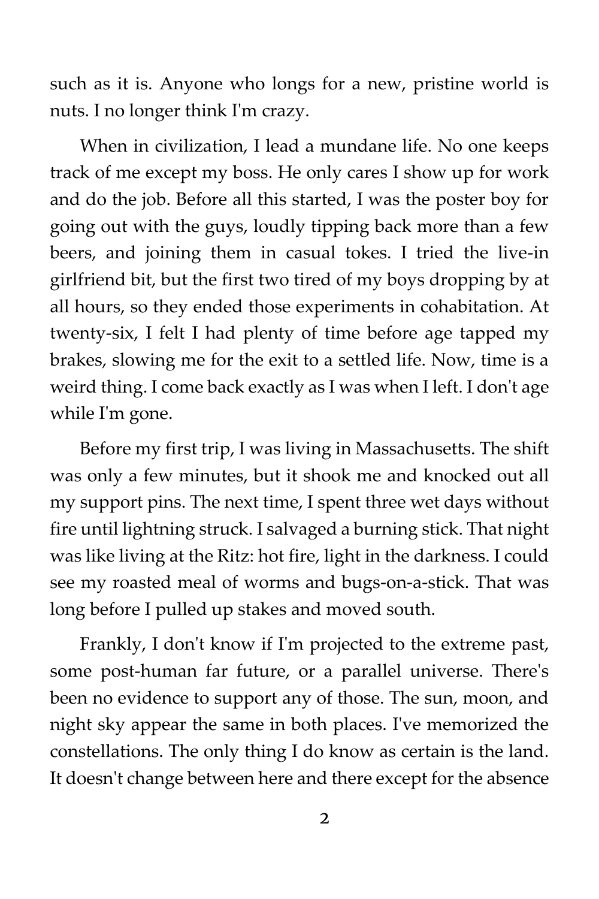such as it is. Anyone who longs for a new, pristine world is nuts. I no longer think I'm crazy.

When in civilization, I lead a mundane life. No one keeps track of me except my boss. He only cares I show up for work and do the job. Before all this started, I was the poster boy for going out with the guys, loudly tipping back more than a few beers, and joining them in casual tokes. I tried the live-in girlfriend bit, but the first two tired of my boys dropping by at all hours, so they ended those experiments in cohabitation. At twenty-six, I felt I had plenty of time before age tapped my brakes, slowing me for the exit to a settled life. Now, time is a weird thing. I come back exactly as I was when I left. I don't age while I'm gone.

Before my first trip, I was living in Massachusetts. The shift was only a few minutes, but it shook me and knocked out all my support pins. The next time, I spent three wet days without fire until lightning struck. I salvaged a burning stick. That night was like living at the Ritz: hot fire, light in the darkness. I could see my roasted meal of worms and bugs-on-a-stick. That was long before I pulled up stakes and moved south.

Frankly, I don't know if I'm projected to the extreme past, some post-human far future, or a parallel universe. There's been no evidence to support any of those. The sun, moon, and night sky appear the same in both places. I've memorized the constellations. The only thing I do know as certain is the land. It doesn't change between here and there except for the absence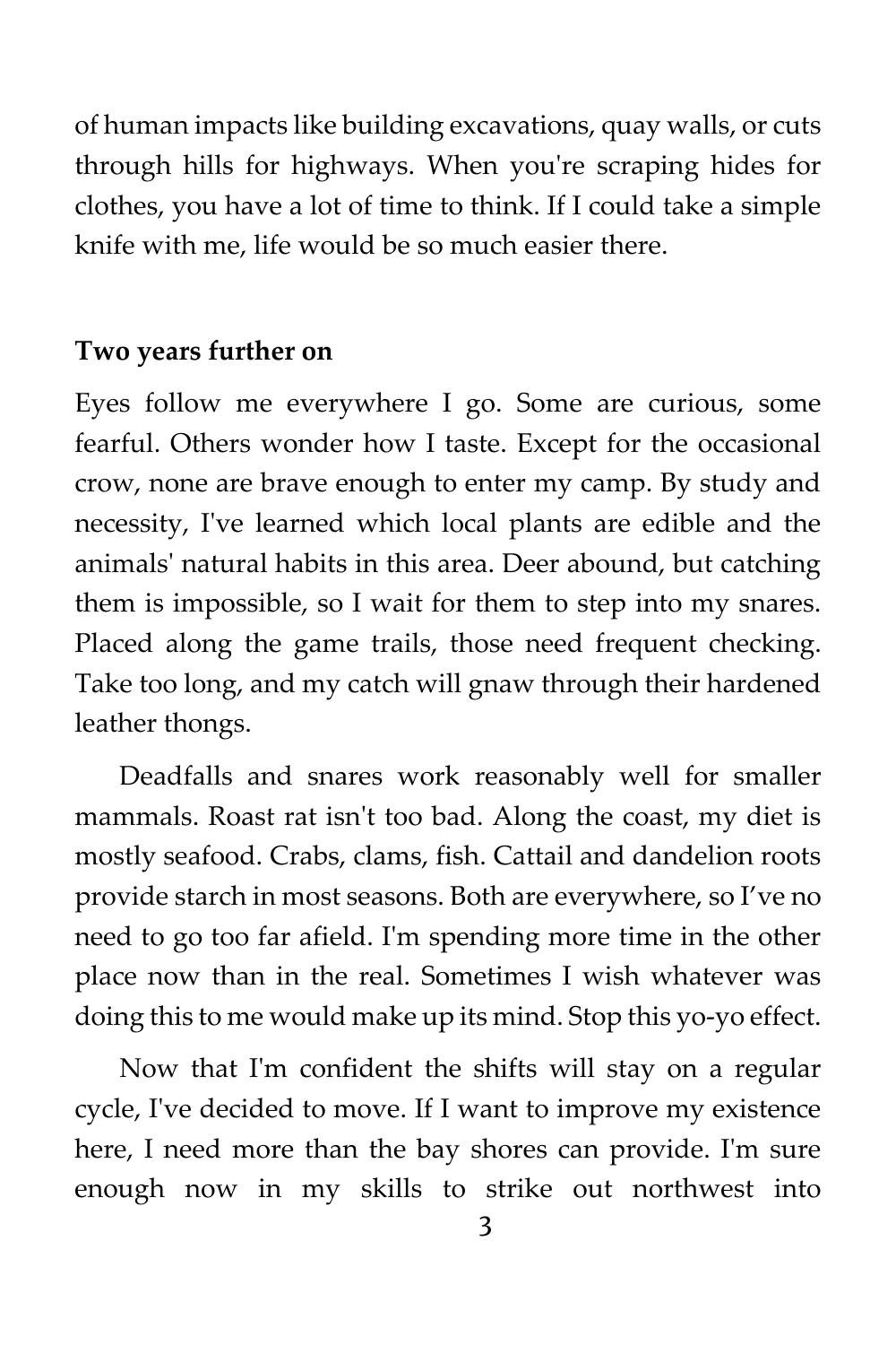of human impacts like building excavations, quay walls, or cuts through hills for highways. When you're scraping hides for clothes, you have a lot of time to think. If I could take a simple knife with me, life would be so much easier there.

**Two years further on**

Eyes follow me everywhere I go. Some are curious, some fearful. Others wonder how I taste. Except for the occasional crow, none are brave enough to enter my camp. By study and necessity, I've learned which local plants are edible and the animals' natural habits in this area. Deer abound, but catching them is impossible, so I wait for them to step into my snares. Placed along the game trails, those need frequent checking. Take too long, and my catch will gnaw through their hardened leather thongs.

Deadfalls and snares work reasonably well for smaller mammals. Roast rat isn't too bad. Along the coast, my diet is mostly seafood. Crabs, clams, fish. Cattail and dandelion roots provide starch in most seasons. Both are everywhere, so I've no need to go too far afield. I'm spending more time in the other place now than in the real. Sometimes I wish whatever was doing this to me would make up its mind. Stop this yo-yo effect.

Now that I'm confident the shifts will stay on a regular cycle, I've decided to move. If I want to improve my existence here, I need more than the bay shores can provide. I'm sure enough now in my skills to strike out northwest into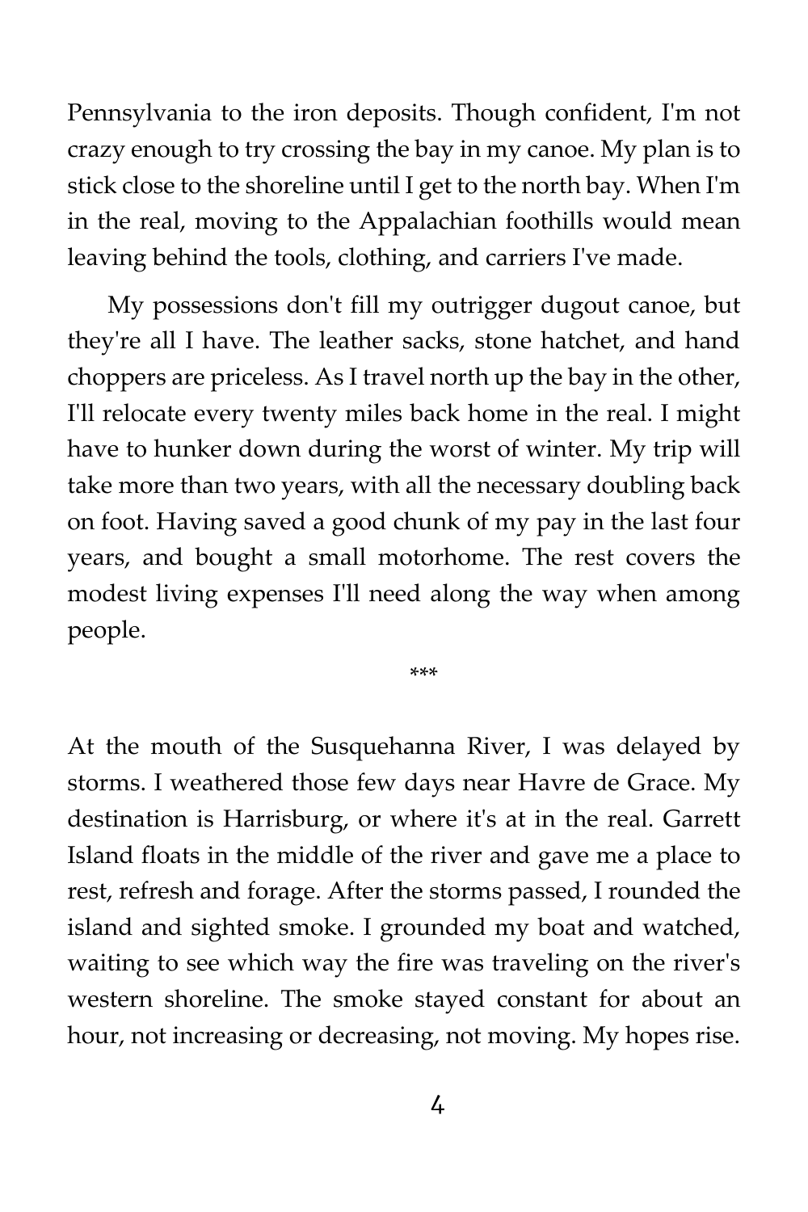Pennsylvania to the iron deposits. Though confident, I'm not crazy enough to try crossing the bay in my canoe. My plan is to stick close to the shoreline until I get to the north bay. When I'm in the real, moving to the Appalachian foothills would mean leaving behind the tools, clothing, and carriers I've made.

My possessions don't fill my outrigger dugout canoe, but they're all I have. The leather sacks, stone hatchet, and hand choppers are priceless. As I travel north up the bay in the other, I'll relocate every twenty miles back home in the real. I might have to hunker down during the worst of winter. My trip will take more than two years, with all the necessary doubling back on foot. Having saved a good chunk of my pay in the last four years, and bought a small motorhome. The rest covers the modest living expenses I'll need along the way when among people.

***

At the mouth of the Susquehanna River, I was delayed by storms. I weathered those few days near Havre de Grace. My destination is Harrisburg, or where it's at in the real. Garrett Island floats in the middle of the river and gave me a place to rest, refresh and forage. After the storms passed, I rounded the island and sighted smoke. I grounded my boat and watched, waiting to see which way the fire was traveling on the river's western shoreline. The smoke stayed constant for about an hour, not increasing or decreasing, not moving. My hopes rise.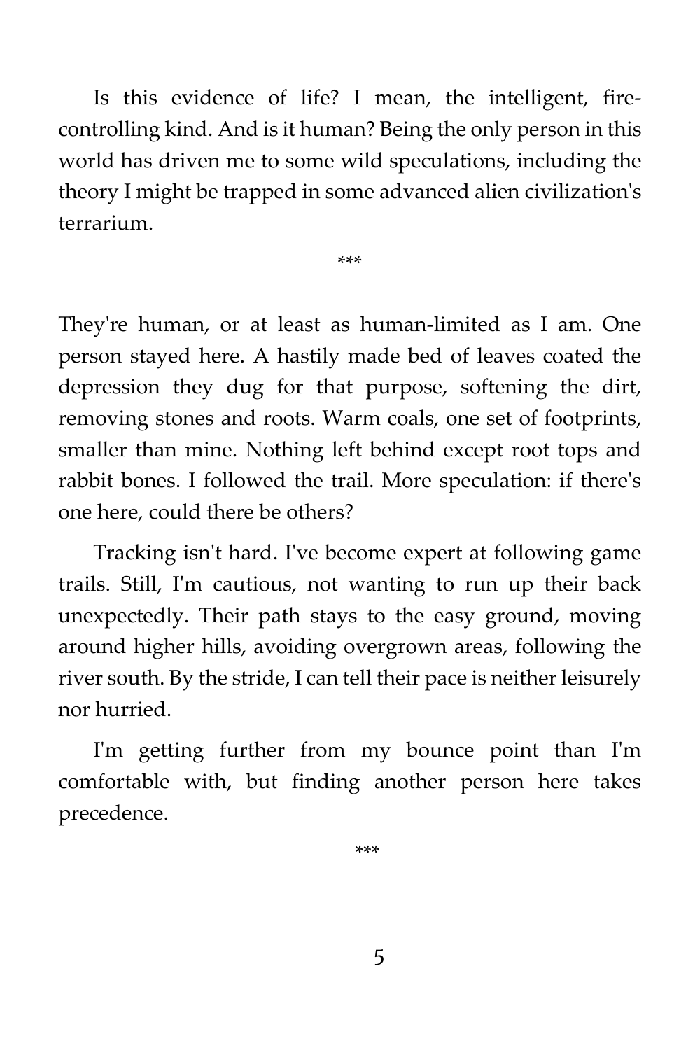Is this evidence of life? I mean, the intelligent, fire-controlling kind. And is it human? Being the only person in this world has driven me to some wild speculations, including the theory I might be trapped in some advanced alien civilization's terrarium.

***

They're human, or at least as human-limited as I am. One person stayed here. A hastily made bed of leaves coated the depression they dug for that purpose, softening the dirt, removing stones and roots. Warm coals, one set of footprints, smaller than mine. Nothing left behind except root tops and rabbit bones. I followed the trail. More speculation: if there's one here, could there be others?

Tracking isn't hard. I've become expert at following game trails. Still, I'm cautious, not wanting to run up their back unexpectedly. Their path stays to the easy ground, moving around higher hills, avoiding overgrown areas, following the river south. By the stride, I can tell their pace is neither leisurely nor hurried.

I'm getting further from my bounce point than I'm comfortable with, but finding another person here takes precedence.

***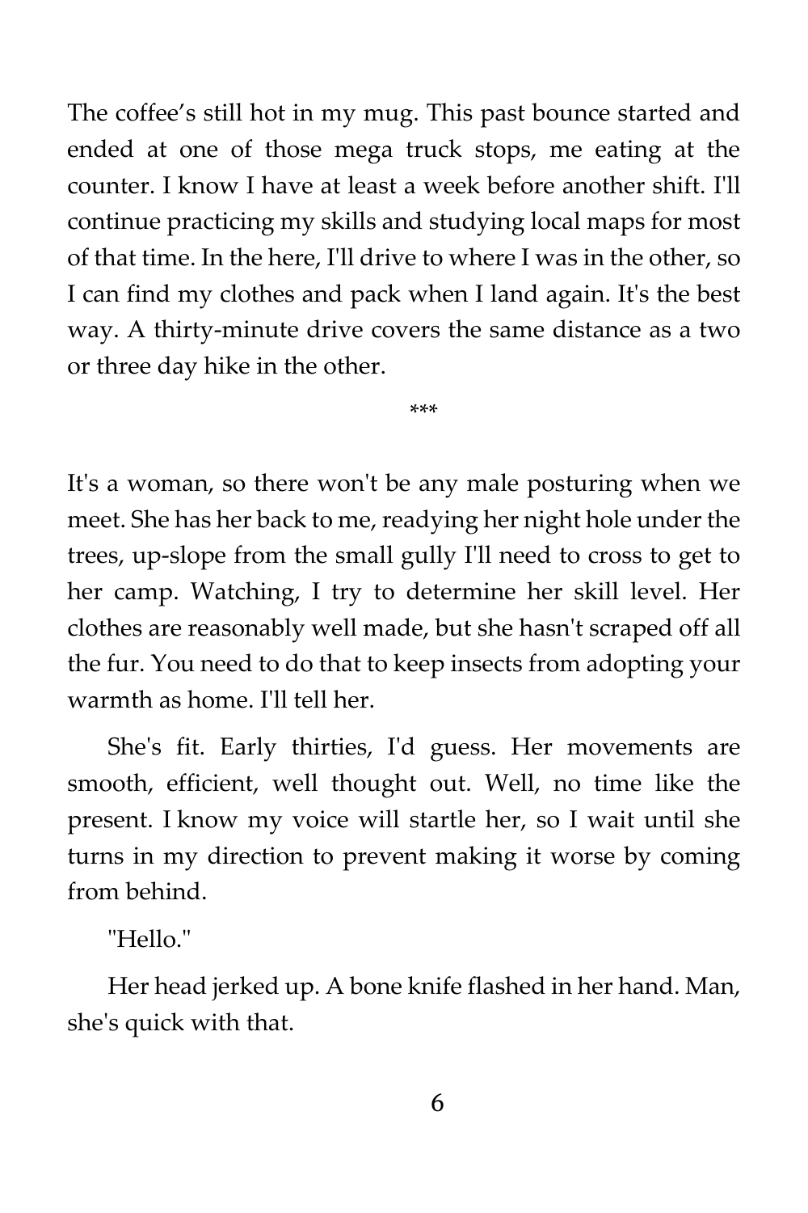The coffee's still hot in my mug. This past bounce started and ended at one of those mega truck stops, me eating at the counter. I know I have at least a week before another shift. I'll continue practicing my skills and studying local maps for most of that time. In the here, I'll drive to where I was in the other, so I can find my clothes and pack when I land again. It's the best way. A thirty-minute drive covers the same distance as a two or three day hike in the other.

***

It's a woman, so there won't be any male posturing when we meet. She has her back to me, readying her night hole under the trees, up-slope from the small gully I'll need to cross to get to her camp. Watching, I try to determine her skill level. Her clothes are reasonably well made, but she hasn't scraped off all the fur. You need to do that to keep insects from adopting your warmth as home. I'll tell her.

She's fit. Early thirties, I'd guess. Her movements are smooth, efficient, well thought out. Well, no time like the present. I know my voice will startle her, so I wait until she turns in my direction to prevent making it worse by coming from behind.

"Hello."

Her head jerked up. A bone knife flashed in her hand. Man, she's quick with that.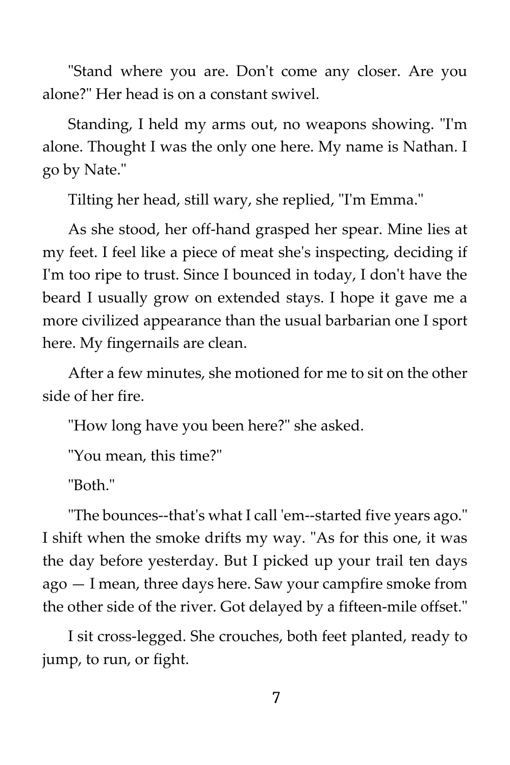"Stand where you are. Don't come any closer. Are you alone?" Her head is on a constant swivel.

Standing, I held my arms out, no weapons showing. "I'm alone. Thought I was the only one here. My name is Nathan. I go by Nate."

Tilting her head, still wary, she replied, "I'm Emma."

As she stood, her off-hand grasped her spear. Mine lies at my feet. I feel like a piece of meat she's inspecting, deciding if I'm too ripe to trust. Since I bounced in today, I don't have the beard I usually grow on extended stays. I hope it gave me a more civilized appearance than the usual barbarian one I sport here. My fingernails are clean.

After a few minutes, she motioned for me to sit on the other side of her fire.

"How long have you been here?" she asked.

"You mean, this time?"

"Both."

"The bounces--that's what I call 'em--started five years ago." I shift when the smoke drifts my way. "As for this one, it was the day before yesterday. But I picked up your trail ten days ago — I mean, three days here. Saw your campfire smoke from the other side of the river. Got delayed by a fifteen-mile offset."

I sit cross-legged. She crouches, both feet planted, ready to jump, to run, or fight.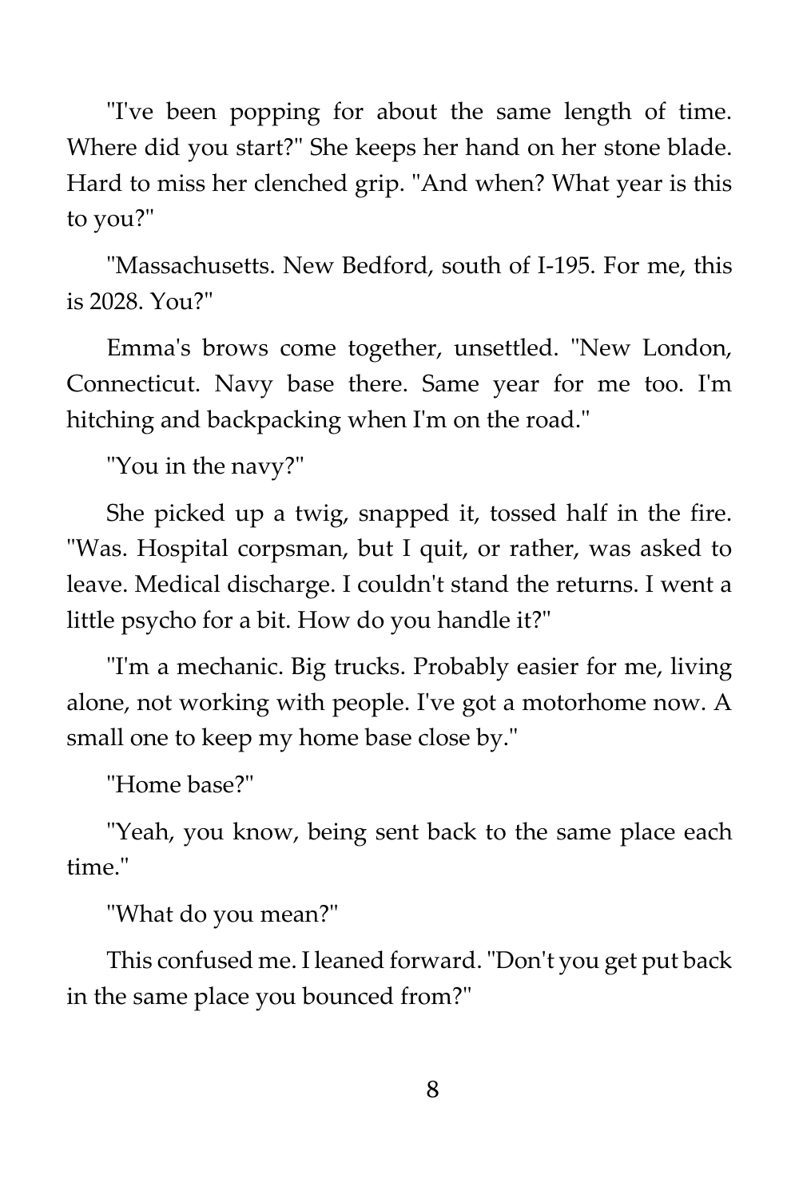"I've been popping for about the same length of time. Where did you start?" She keeps her hand on her stone blade. Hard to miss her clenched grip. "And when? What year is this to you?"

"Massachusetts. New Bedford, south of I-195. For me, this is 2028. You?"

Emma's brows come together, unsettled. "New London, Connecticut. Navy base there. Same year for me too. I'm hitching and backpacking when I'm on the road."

"You in the navy?"

She picked up a twig, snapped it, tossed half in the fire. "Was. Hospital corpsman, but I quit, or rather, was asked to leave. Medical discharge. I couldn't stand the returns. I went a little psycho for a bit. How do you handle it?"

"I'm a mechanic. Big trucks. Probably easier for me, living alone, not working with people. I've got a motorhome now. A small one to keep my home base close by."

"Home base?"

"Yeah, you know, being sent back to the same place each time."

"What do you mean?"

This confused me. I leaned forward. "Don't you get put back in the same place you bounced from?"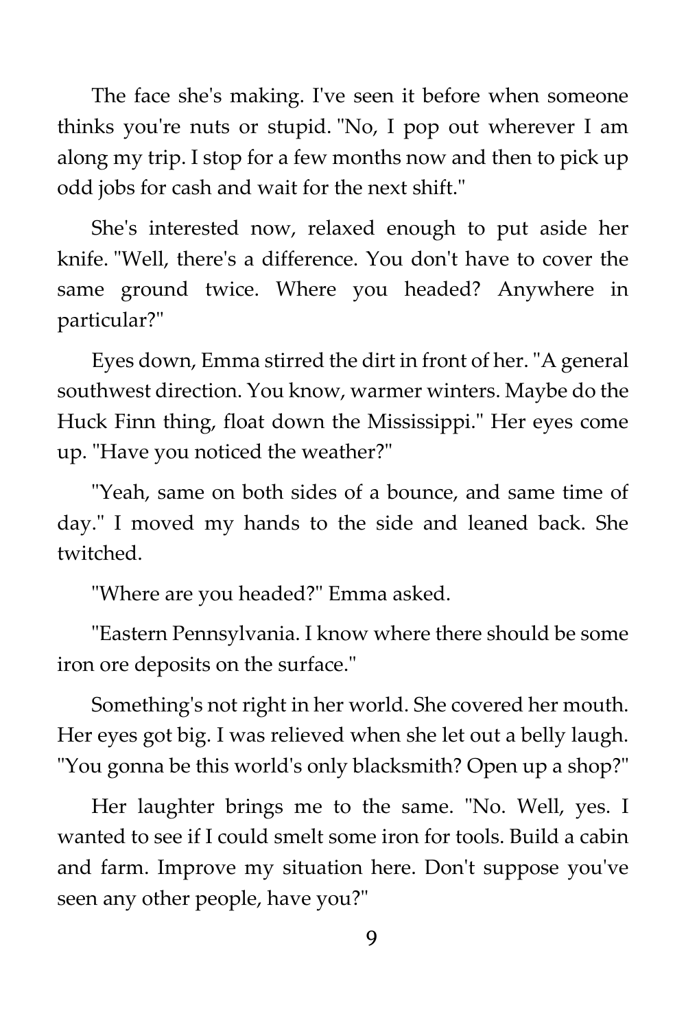The face she's making. I've seen it before when someone thinks you're nuts or stupid. "No, I pop out wherever I am along my trip. I stop for a few months now and then to pick up odd jobs for cash and wait for the next shift."

She's interested now, relaxed enough to put aside her knife. "Well, there's a difference. You don't have to cover the same ground twice. Where you headed? Anywhere in particular?"

Eyes down, Emma stirred the dirt in front of her. "A general southwest direction. You know, warmer winters. Maybe do the Huck Finn thing, float down the Mississippi." Her eyes come up. "Have you noticed the weather?"

"Yeah, same on both sides of a bounce, and same time of day." I moved my hands to the side and leaned back. She twitched.

"Where are you headed?" Emma asked.

"Eastern Pennsylvania. I know where there should be some iron ore deposits on the surface."

Something's not right in her world. She covered her mouth. Her eyes got big. I was relieved when she let out a belly laugh. "You gonna be this world's only blacksmith? Open up a shop?"

Her laughter brings me to the same. "No. Well, yes. I wanted to see if I could smelt some iron for tools. Build a cabin and farm. Improve my situation here. Don't suppose you've seen any other people, have you?"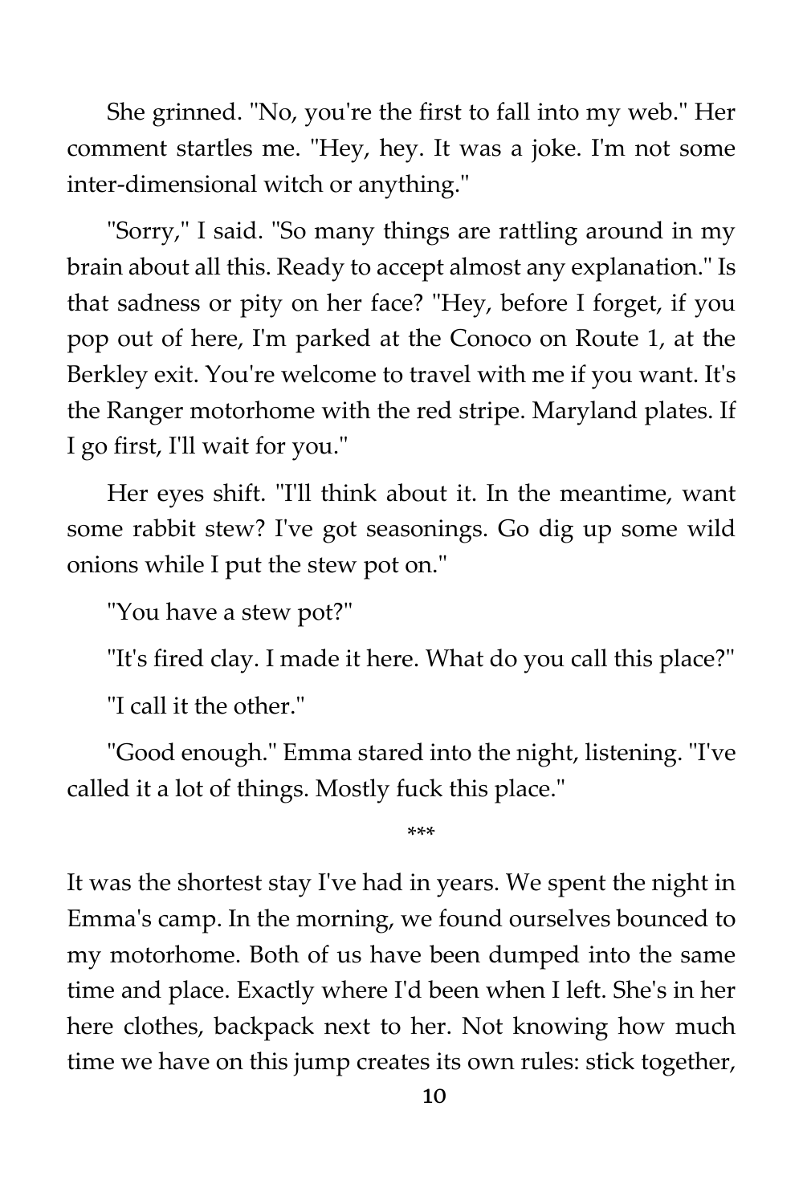She grinned. "No, you're the first to fall into my web." Her comment startles me. "Hey, hey. It was a joke. I'm not some inter-dimensional witch or anything."

"Sorry," I said. "So many things are rattling around in my brain about all this. Ready to accept almost any explanation." Is that sadness or pity on her face? "Hey, before I forget, if you pop out of here, I'm parked at the Conoco on Route 1, at the Berkley exit. You're welcome to travel with me if you want. It's the Ranger motorhome with the red stripe. Maryland plates. If I go first, I'll wait for you."

Her eyes shift. "I'll think about it. In the meantime, want some rabbit stew? I've got seasonings. Go dig up some wild onions while I put the stew pot on."

"You have a stew pot?"

"It's fired clay. I made it here. What do you call this place?"

"I call it the other."

"Good enough." Emma stared into the night, listening. "I've called it a lot of things. Mostly fuck this place."

***

It was the shortest stay I've had in years. We spent the night in Emma's camp. In the morning, we found ourselves bounced to my motorhome. Both of us have been dumped into the same time and place. Exactly where I'd been when I left. She's in her here clothes, backpack next to her. Not knowing how much time we have on this jump creates its own rules: stick together,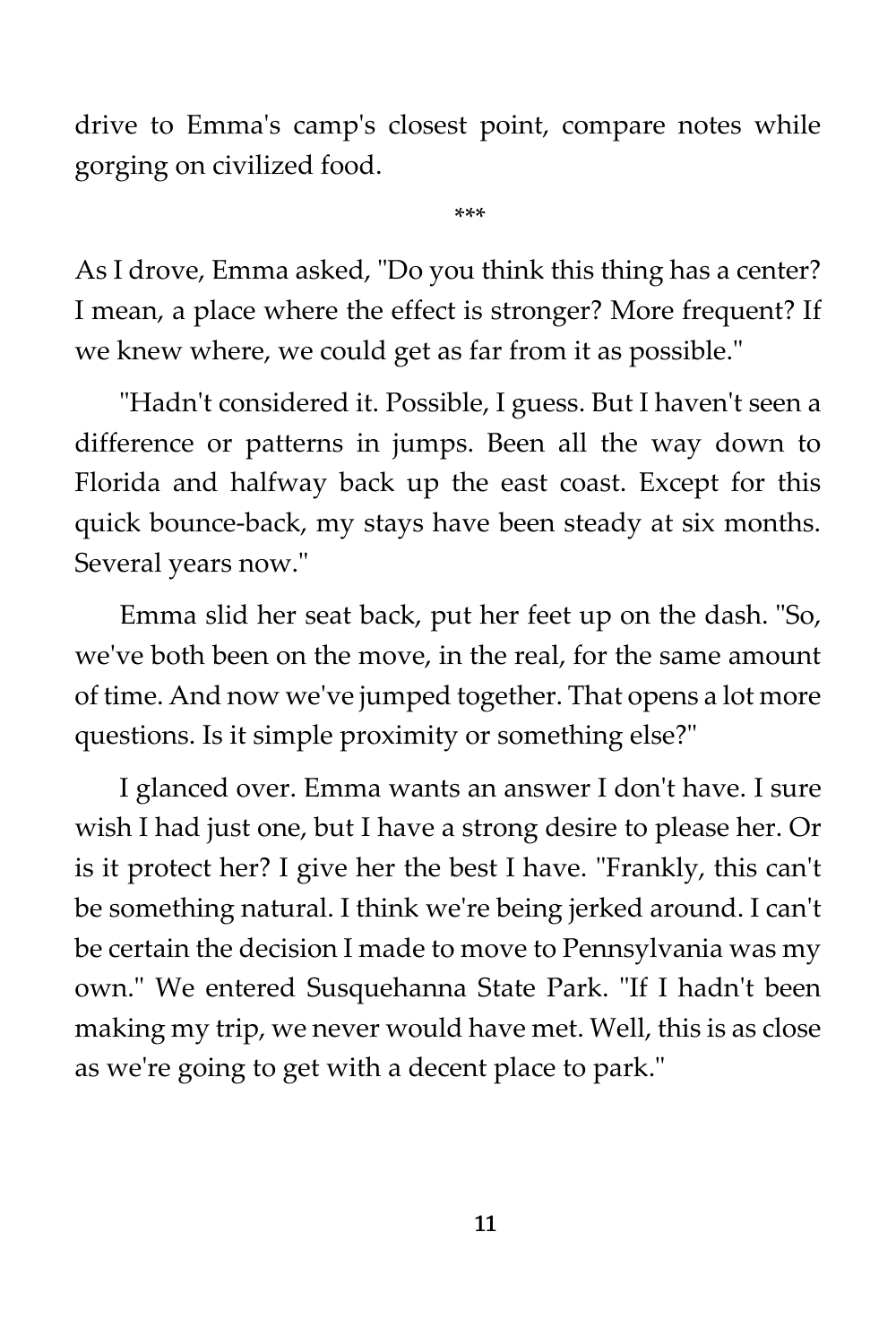drive to Emma's camp's closest point, compare notes while gorging on civilized food.

***

As I drove, Emma asked, "Do you think this thing has a center? I mean, a place where the effect is stronger? More frequent? If we knew where, we could get as far from it as possible."

"Hadn't considered it. Possible, I guess. But I haven't seen a difference or patterns in jumps. Been all the way down to Florida and halfway back up the east coast. Except for this quick bounce-back, my stays have been steady at six months. Several years now."

Emma slid her seat back, put her feet up on the dash. "So, we've both been on the move, in the real, for the same amount of time. And now we've jumped together. That opens a lot more questions. Is it simple proximity or something else?"

I glanced over. Emma wants an answer I don't have. I sure wish I had just one, but I have a strong desire to please her. Or is it protect her? I give her the best I have. "Frankly, this can't be something natural. I think we're being jerked around. I can't be certain the decision I made to move to Pennsylvania was my own." We entered Susquehanna State Park. "If I hadn't been making my trip, we never would have met. Well, this is as close as we're going to get with a decent place to park."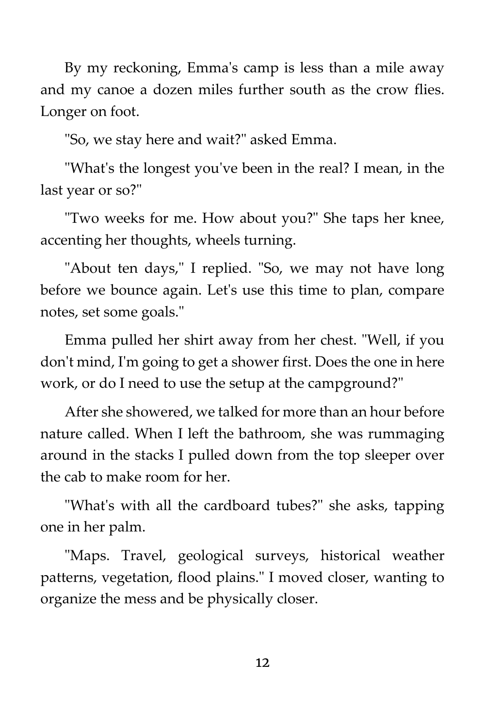By my reckoning, Emma's camp is less than a mile away and my canoe a dozen miles further south as the crow flies. Longer on foot.

"So, we stay here and wait?" asked Emma.

"What's the longest you've been in the real? I mean, in the last year or so?"

"Two weeks for me. How about you?" She taps her knee, accenting her thoughts, wheels turning.

"About ten days," I replied. "So, we may not have long before we bounce again. Let's use this time to plan, compare notes, set some goals."

Emma pulled her shirt away from her chest. "Well, if you don't mind, I'm going to get a shower first. Does the one in here work, or do I need to use the setup at the campground?"

After she showered, we talked for more than an hour before nature called. When I left the bathroom, she was rummaging around in the stacks I pulled down from the top sleeper over the cab to make room for her.

"What's with all the cardboard tubes?" she asks, tapping one in her palm.

"Maps. Travel, geological surveys, historical weather patterns, vegetation, flood plains." I moved closer, wanting to organize the mess and be physically closer.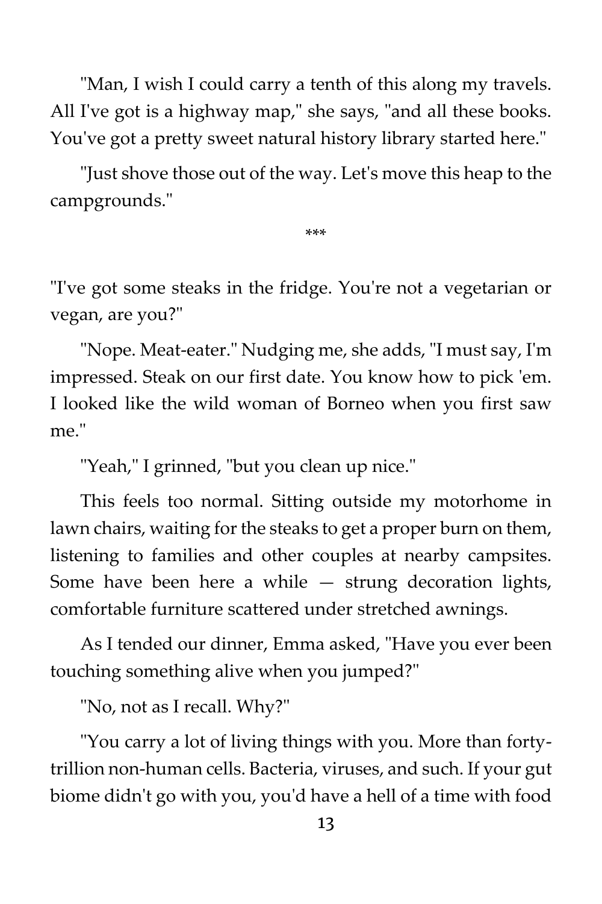"Man, I wish I could carry a tenth of this along my travels. All I've got is a highway map," she says, "and all these books. You've got a pretty sweet natural history library started here."

"Just shove those out of the way. Let's move this heap to the campgrounds."

***

"I've got some steaks in the fridge. You're not a vegetarian or vegan, are you?"

"Nope. Meat-eater." Nudging me, she adds, "I must say, I'm impressed. Steak on our first date. You know how to pick 'em. I looked like the wild woman of Borneo when you first saw me."

"Yeah," I grinned, "but you clean up nice."

This feels too normal. Sitting outside my motorhome in lawn chairs, waiting for the steaks to get a proper burn on them, listening to families and other couples at nearby campsites. Some have been here a while — strung decoration lights, comfortable furniture scattered under stretched awnings.

As I tended our dinner, Emma asked, "Have you ever been touching something alive when you jumped?"

"No, not as I recall. Why?"

"You carry a lot of living things with you. More than forty-trillion non-human cells. Bacteria, viruses, and such. If your gut biome didn't go with you, you'd have a hell of a time with food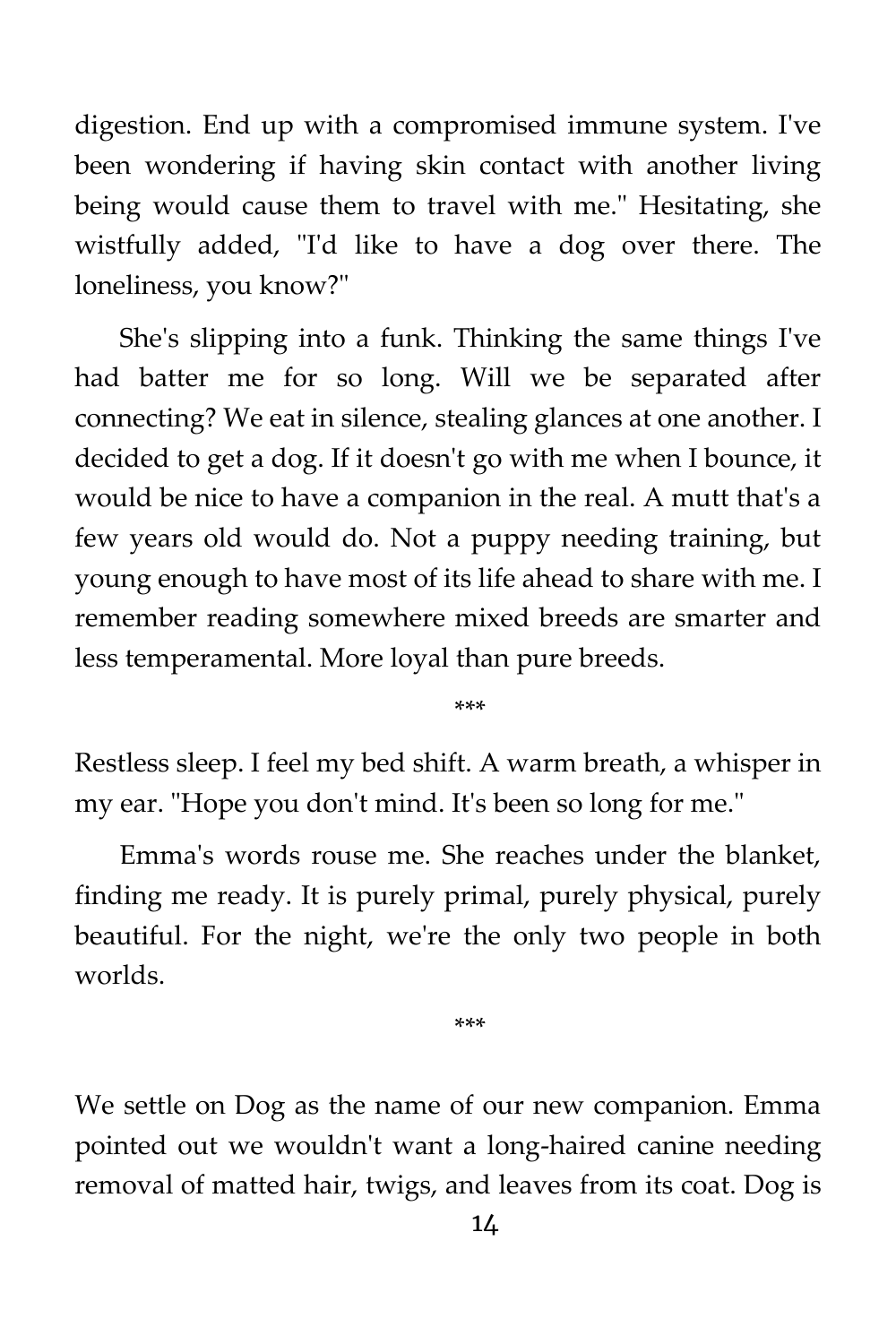digestion. End up with a compromised immune system. I've been wondering if having skin contact with another living being would cause them to travel with me." Hesitating, she wistfully added, "I'd like to have a dog over there. The loneliness, you know?"

She's slipping into a funk. Thinking the same things I've had batter me for so long. Will we be separated after connecting? We eat in silence, stealing glances at one another. I decided to get a dog. If it doesn't go with me when I bounce, it would be nice to have a companion in the real. A mutt that's a few years old would do. Not a puppy needing training, but young enough to have most of its life ahead to share with me. I remember reading somewhere mixed breeds are smarter and less temperamental. More loyal than pure breeds.

***

Restless sleep. I feel my bed shift. A warm breath, a whisper in my ear. "Hope you don't mind. It's been so long for me."

Emma's words rouse me. She reaches under the blanket, finding me ready. It is purely primal, purely physical, purely beautiful. For the night, we're the only two people in both worlds.

***

We settle on Dog as the name of our new companion. Emma pointed out we wouldn't want a long-haired canine needing removal of matted hair, twigs, and leaves from its coat. Dog is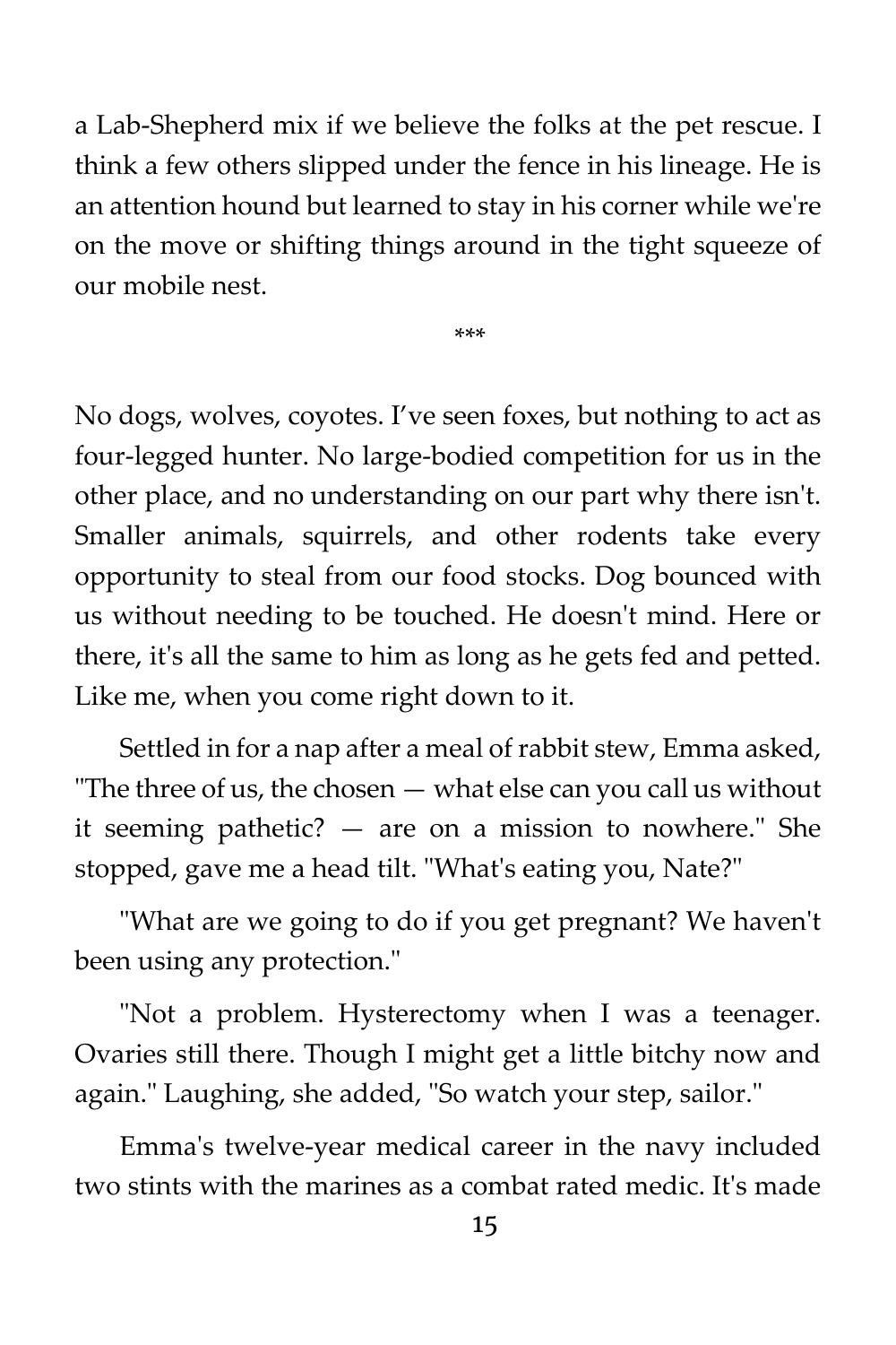a Lab-Shepherd mix if we believe the folks at the pet rescue. I think a few others slipped under the fence in his lineage. He is an attention hound but learned to stay in his corner while we're on the move or shifting things around in the tight squeeze of our mobile nest.

***

No dogs, wolves, coyotes. I've seen foxes, but nothing to act as four-legged hunter. No large-bodied competition for us in the other place, and no understanding on our part why there isn't. Smaller animals, squirrels, and other rodents take every opportunity to steal from our food stocks. Dog bounced with us without needing to be touched. He doesn't mind. Here or there, it's all the same to him as long as he gets fed and petted. Like me, when you come right down to it.

Settled in for a nap after a meal of rabbit stew, Emma asked, "The three of us, the chosen — what else can you call us without it seeming pathetic? — are on a mission to nowhere." She stopped, gave me a head tilt. "What's eating you, Nate?"

"What are we going to do if you get pregnant? We haven't been using any protection."

"Not a problem. Hysterectomy when I was a teenager. Ovaries still there. Though I might get a little bitchy now and again." Laughing, she added, "So watch your step, sailor."

Emma's twelve-year medical career in the navy included two stints with the marines as a combat rated medic. It's made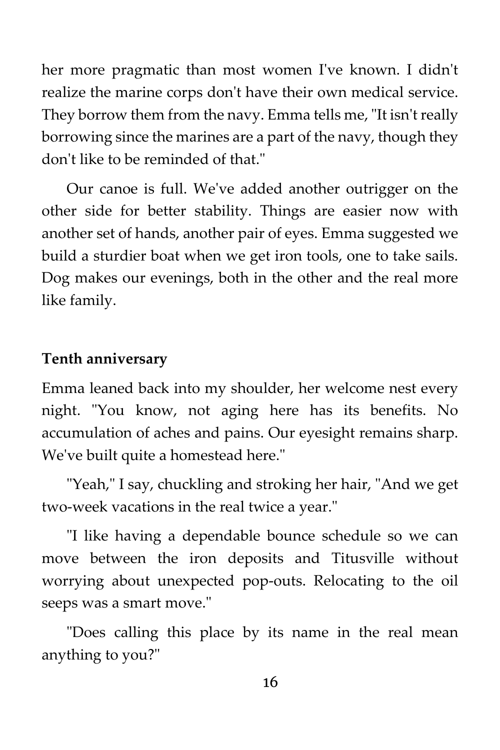her more pragmatic than most women I've known. I didn't realize the marine corps don't have their own medical service. They borrow them from the navy. Emma tells me, "It isn't really borrowing since the marines are a part of the navy, though they don't like to be reminded of that."

Our canoe is full. We've added another outrigger on the other side for better stability. Things are easier now with another set of hands, another pair of eyes. Emma suggested we build a sturdier boat when we get iron tools, one to take sails. Dog makes our evenings, both in the other and the real more like family.

**Tenth anniversary**

Emma leaned back into my shoulder, her welcome nest every night. "You know, not aging here has its benefits. No accumulation of aches and pains. Our eyesight remains sharp. We've built quite a homestead here."

"Yeah," I say, chuckling and stroking her hair, "And we get two-week vacations in the real twice a year."

"I like having a dependable bounce schedule so we can move between the iron deposits and Titusville without worrying about unexpected pop-outs. Relocating to the oil seeps was a smart move."

"Does calling this place by its name in the real mean anything to you?"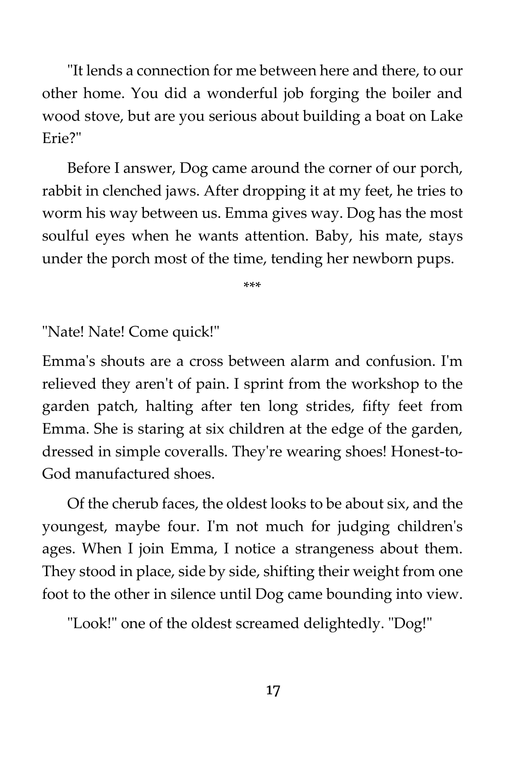"It lends a connection for me between here and there, to our other home. You did a wonderful job forging the boiler and wood stove, but are you serious about building a boat on Lake Erie?"

Before I answer, Dog came around the corner of our porch, rabbit in clenched jaws. After dropping it at my feet, he tries to worm his way between us. Emma gives way. Dog has the most soulful eyes when he wants attention. Baby, his mate, stays under the porch most of the time, tending her newborn pups.

***

"Nate! Nate! Come quick!"

Emma's shouts are a cross between alarm and confusion. I'm relieved they aren't of pain. I sprint from the workshop to the garden patch, halting after ten long strides, fifty feet from Emma. She is staring at six children at the edge of the garden, dressed in simple coveralls. They're wearing shoes! Honest-to-God manufactured shoes.

Of the cherub faces, the oldest looks to be about six, and the youngest, maybe four. I'm not much for judging children's ages. When I join Emma, I notice a strangeness about them. They stood in place, side by side, shifting their weight from one foot to the other in silence until Dog came bounding into view.

"Look!" one of the oldest screamed delightedly. "Dog!"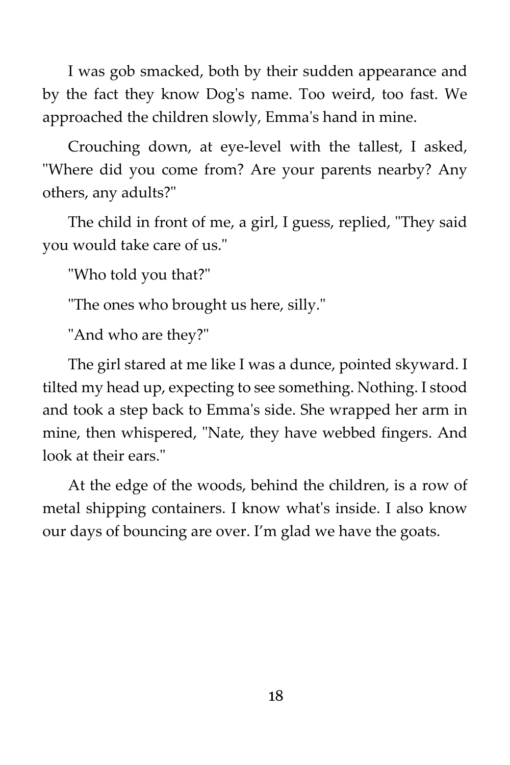I was gob smacked, both by their sudden appearance and by the fact they know Dog's name. Too weird, too fast. We approached the children slowly, Emma's hand in mine.

Crouching down, at eye-level with the tallest, I asked, "Where did you come from? Are your parents nearby? Any others, any adults?"

The child in front of me, a girl, I guess, replied, "They said you would take care of us."

"Who told you that?"

"The ones who brought us here, silly."

"And who are they?"

The girl stared at me like I was a dunce, pointed skyward. I tilted my head up, expecting to see something. Nothing. I stood and took a step back to Emma's side. She wrapped her arm in mine, then whispered, "Nate, they have webbed fingers. And look at their ears."

At the edge of the woods, behind the children, is a row of metal shipping containers. I know what's inside. I also know our days of bouncing are over. I'm glad we have the goats.